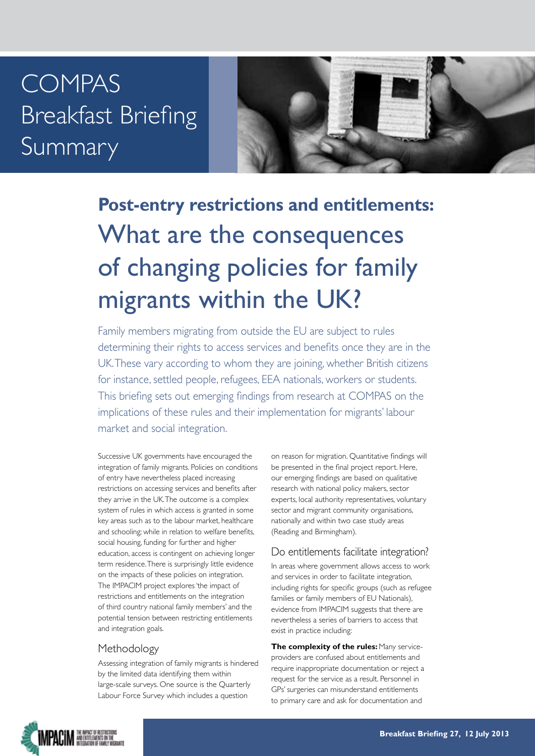# COMPAS Breakfast Briefing Summary

## **Post-entry restrictions and entitlements:** What are the consequences of changing policies for family migrants within the UK?

Family members migrating from outside the EU are subject to rules determining their rights to access services and benefits once they are in the UK. These vary according to whom they are joining, whether British citizens for instance, settled people, refugees, EEA nationals, workers or students. This briefing sets out emerging findings from research at COMPAS on the implications of these rules and their implementation for migrants' labour market and social integration.

Successive UK governments have encouraged the integration of family migrants. Policies on conditions of entry have nevertheless placed increasing restrictions on accessing services and benefits after they arrive in the UK. The outcome is a complex system of rules in which access is granted in some key areas such as to the labour market, healthcare and schooling; while in relation to welfare benefits, social housing, funding for further and higher education, access is contingent on achieving longer term residence. There is surprisingly little evidence on the impacts of these policies on integration. The IMPACIM project explores 'the impact of restrictions and entitlements on the integration of third country national family members' and the potential tension between restricting entitlements and integration goals.

### Methodology

Assessing integration of family migrants is hindered by the limited data identifying them within large-scale surveys. One source is the Quarterly Labour Force Survey which includes a question on reason for migration. Quantitative findings will be presented in the final project report. Here, our emerging findings are based on qualitative research with national policy makers, sector experts, local authority representatives, voluntary sector and migrant community organisations, nationally and within two case study areas (Reading and Birmingham).

### Do entitlements facilitate integration?

In areas where government allows access to work and services in order to facilitate integration, including rights for specific groups (such as refugee families or family members of EU Nationals), evidence from IMPACIM suggests that there are nevertheless a series of barriers to access that exist in practice including:

**The complexity of the rules:** Many service-providers are confused about entitlements and require inappropriate documentation or reject a request for the service as a result. Personnel in GPs' surgeries can misunderstand entitlements to primary care and ask for documentation and

Breakfast Briefing 27, 12 July 2013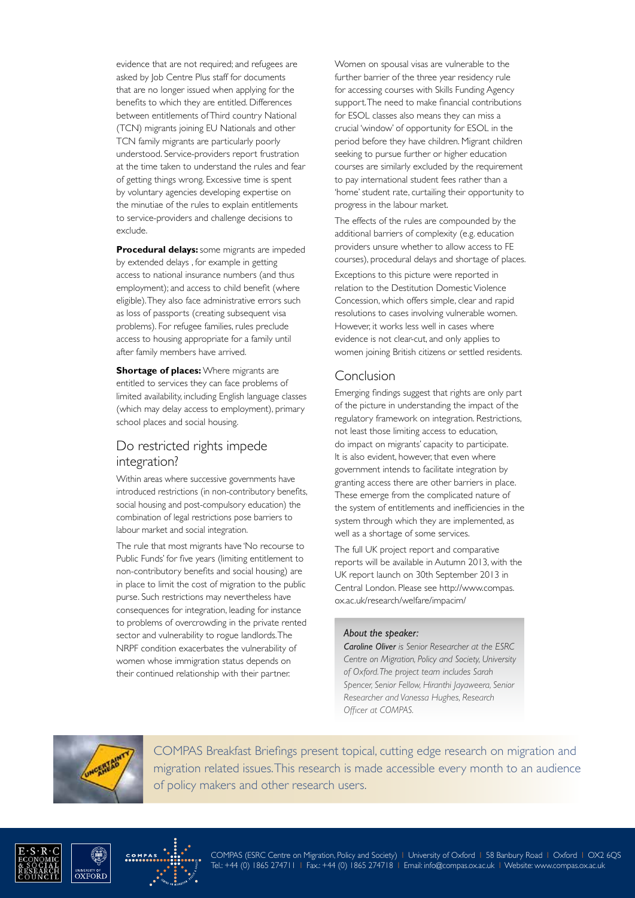evidence that are not required; and refugees are asked by Job Centre Plus staff for documents that are no longer issued when applying for the benefits to which they are entitled. Differences between entitlements of Third country National (TCN) migrants joining EU Nationals and other TCN family migrants are particularly poorly understood. Service-providers report frustration at the time taken to understand the rules and fear of getting things wrong. Excessive time is spent by voluntary agencies developing expertise on the minutiae of the rules to explain entitlements to service-providers and challenge decisions to exclude.

**Procedural delays:** some migrants are impeded by extended delays , for example in getting access to national insurance numbers (and thus employment); and access to child benefit (where eligible). They also face administrative errors such as loss of passports (creating subsequent visa problems). For refugee families, rules preclude access to housing appropriate for a family until after family members have arrived.

**Shortage of places:** Where migrants are entitled to services they can face problems of limited availability, including English language classes (which may delay access to employment), primary school places and social housing.

## Do restricted rights impede integration?

Within areas where successive governments have introduced restrictions (in non-contributory benefits, social housing and post-compulsory education) the combination of legal restrictions pose barriers to labour market and social integration.

The rule that most migrants have 'No recourse to Public Funds' for five years (limiting entitlement to non-contributory benefits and social housing) are in place to limit the cost of migration to the public purse. Such restrictions may nevertheless have consequences for integration, leading for instance to problems of overcrowding in the private rented sector and vulnerability to rogue landlords. The NRPF condition exacerbates the vulnerability of women whose immigration status depends on their continued relationship with their partner.

Women on spousal visas are vulnerable to the further barrier of the three year residency rule for accessing courses with Skills Funding Agency support. The need to make financial contributions for ESOL classes also means they can miss a crucial 'window' of opportunity for ESOL in the period before they have children. Migrant children seeking to pursue further or higher education courses are similarly excluded by the requirement to pay international student fees rather than a 'home' student rate, curtailing their opportunity to progress in the labour market.

The effects of the rules are compounded by the additional barriers of complexity (e.g. education providers unsure whether to allow access to FE courses), procedural delays and shortage of places.

Exceptions to this picture were reported in relation to the Destitution Domestic Violence Concession, which offers simple, clear and rapid resolutions to cases involving vulnerable women. However, it works less well in cases where evidence is not clear-cut, and only applies to women joining British citizens or settled residents.

## Conclusion

Emerging findings suggest that rights are only part of the picture in understanding the impact of the regulatory framework on integration. Restrictions, not least those limiting access to education, do impact on migrants' capacity to participate. It is also evident, however, that even where government intends to facilitate integration by granting access there are other barriers in place. These emerge from the complicated nature of the system of entitlements and inefficiencies in the system through which they are implemented, as well as a shortage of some services.

The full UK project report and comparative reports will be available in Autumn 2013, with the UK report launch on 30th September 2013 in Central London. Please see http://www.compas.ox.ac.uk/research/welfare/impacim/

*About the speaker:*

***Caroline Oliver*** *is Senior Researcher at the ESRC Centre on Migration, Policy and Society, University of Oxford. The project team includes Sarah Spencer, Senior Fellow, Hiranthi Jayaweera, Senior Researcher and Vanessa Hughes, Research Officer at COMPAS.*

COMPAS Breakfast Briefings present topical, cutting edge research on migration and migration related issues. This research is made accessible every month to an audience of policy makers and other research users.

COMPAS (ESRC Centre on Migration, Policy and Society) | University of Oxford | 58 Banbury Road | Oxford | OX2 6QS
Tel.: +44 (0) 1865 274711 | Fax.: +44 (0) 1865 274718 | Email: info@compas.ox.ac.uk | Website: www.compas.ox.ac.uk